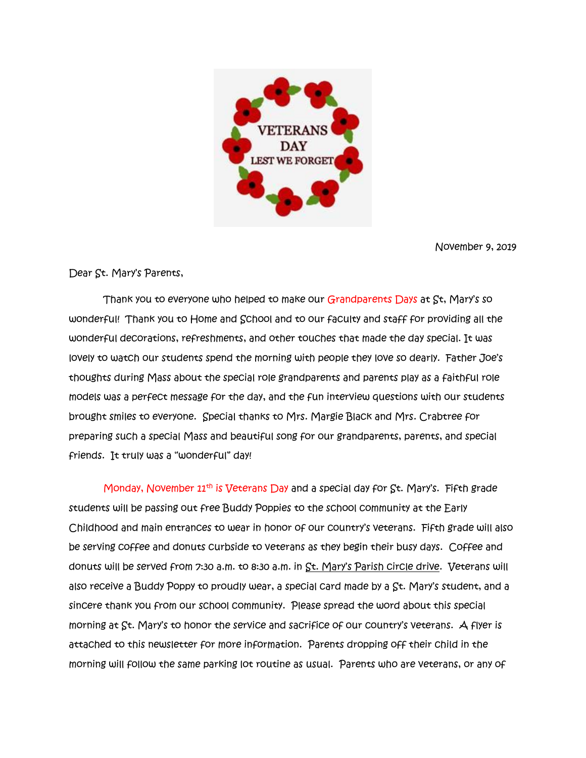VETERANS DAY
LEST WE FORGET

November 9, 2019

Dear St. Mary's Parents,

Thank you to everyone who helped to make our Grandparents Days at St, Mary's so wonderful! Thank you to Home and School and to our faculty and staff for providing all the wonderful decorations, refreshments, and other touches that made the day special. It was lovely to watch our students spend the morning with people they love so dearly. Father Joe's thoughts during Mass about the special role grandparents and parents play as a faithful role models was a perfect message for the day, and the fun interview questions with our students brought smiles to everyone. Special thanks to Mrs. Margie Black and Mrs. Crabtree for preparing such a special Mass and beautiful song for our grandparents, parents, and special friends. It truly was a "wonderful" day!

Monday, November 11th is Veterans Day and a special day for St. Mary's. Fifth grade students will be passing out free Buddy Poppies to the school community at the Early Childhood and main entrances to wear in honor of our country's veterans. Fifth grade will also be serving coffee and donuts curbside to veterans as they begin their busy days. Coffee and donuts will be served from 7:30 a.m. to 8:30 a.m. in St. Mary's Parish circle drive. Veterans will also receive a Buddy Poppy to proudly wear, a special card made by a St. Mary's student, and a sincere thank you from our school community. Please spread the word about this special morning at St. Mary's to honor the service and sacrifice of our country's veterans. A flyer is attached to this newsletter for more information. Parents dropping off their child in the morning will follow the same parking lot routine as usual. Parents who are veterans, or any of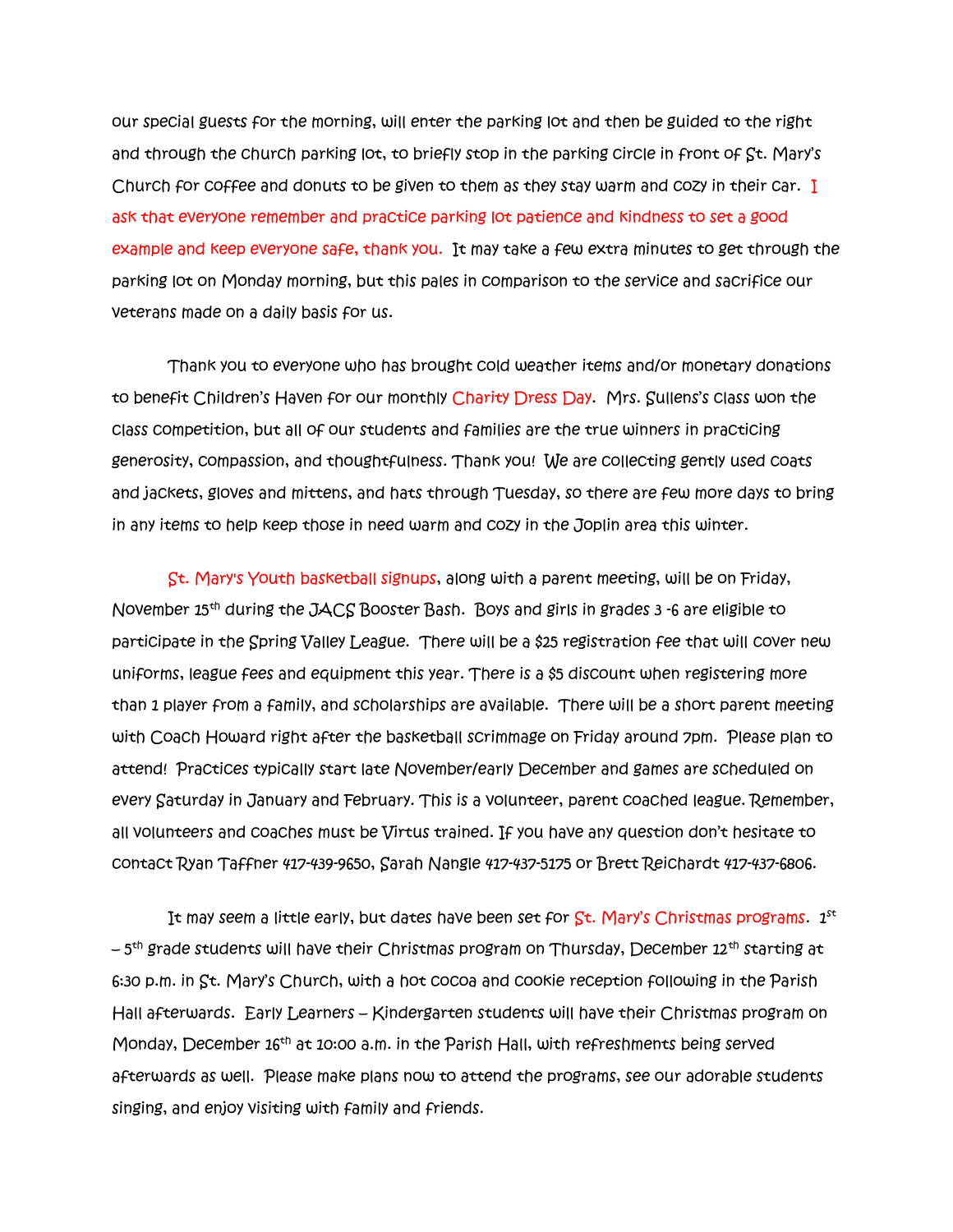our special guests for the morning, will enter the parking lot and then be guided to the right and through the church parking lot, to briefly stop in the parking circle in front of St. Mary's Church for coffee and donuts to be given to them as they stay warm and cozy in their car. I ask that everyone remember and practice parking lot patience and kindness to set a good example and keep everyone safe, thank you. It may take a few extra minutes to get through the parking lot on Monday morning, but this pales in comparison to the service and sacrifice our veterans made on a daily basis for us.

Thank you to everyone who has brought cold weather items and/or monetary donations to benefit Children's Haven for our monthly Charity Dress Day. Mrs. Sullens's class won the class competition, but all of our students and families are the true winners in practicing generosity, compassion, and thoughtfulness. Thank you! We are collecting gently used coats and jackets, gloves and mittens, and hats through Tuesday, so there are few more days to bring in any items to help keep those in need warm and cozy in the Joplin area this winter.

St. Mary's Youth basketball signups, along with a parent meeting, will be on Friday, November 15th during the JACS Booster Bash. Boys and girls in grades 3 -6 are eligible to participate in the Spring Valley League. There will be a $25 registration fee that will cover new uniforms, league fees and equipment this year. There is a $5 discount when registering more than 1 player from a family, and scholarships are available. There will be a short parent meeting with Coach Howard right after the basketball scrimmage on Friday around 7pm. Please plan to attend! Practices typically start late November/early December and games are scheduled on every Saturday in January and February. This is a volunteer, parent coached league. Remember, all volunteers and coaches must be Virtus trained. If you have any question don't hesitate to contact Ryan Taffner 417-439-9650, Sarah Nangle 417-437-5175 or Brett Reichardt 417-437-6806.

It may seem a little early, but dates have been set for St. Mary's Christmas programs. 1st – 5th grade students will have their Christmas program on Thursday, December 12th starting at 6:30 p.m. in St. Mary's Church, with a hot cocoa and cookie reception following in the Parish Hall afterwards. Early Learners – Kindergarten students will have their Christmas program on Monday, December 16th at 10:00 a.m. in the Parish Hall, with refreshments being served afterwards as well. Please make plans now to attend the programs, see our adorable students singing, and enjoy visiting with family and friends.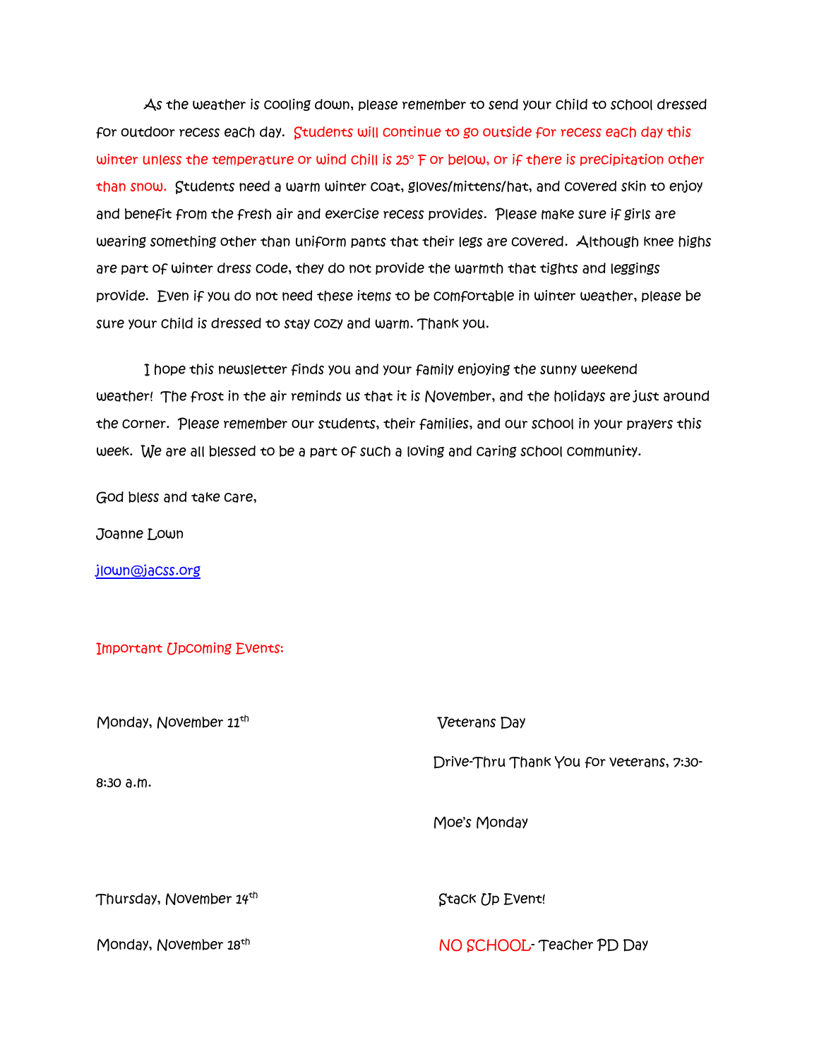As the weather is cooling down, please remember to send your child to school dressed for outdoor recess each day. Students will continue to go outside for recess each day this winter unless the temperature or wind chill is 25° F or below, or if there is precipitation other than snow. Students need a warm winter coat, gloves/mittens/hat, and covered skin to enjoy and benefit from the fresh air and exercise recess provides. Please make sure if girls are wearing something other than uniform pants that their legs are covered. Although knee highs are part of winter dress code, they do not provide the warmth that tights and leggings provide. Even if you do not need these items to be comfortable in winter weather, please be sure your child is dressed to stay cozy and warm. Thank you.

I hope this newsletter finds you and your family enjoying the sunny weekend weather! The frost in the air reminds us that it is November, and the holidays are just around the corner. Please remember our students, their families, and our school in your prayers this week. We are all blessed to be a part of such a loving and caring school community.

God bless and take care,

Joanne Lown

jlown@jacss.org

## Important Upcoming Events:

| | |
|---|---|
| Monday, November 11th | Veterans Day |
| | Drive-Thru Thank You for Veterans, 7:30-8:30 a.m. |
| | Moe's Monday |
| Thursday, November 14th | Stack Up Event! |
| Monday, November 18th | NO SCHOOL- Teacher PD Day |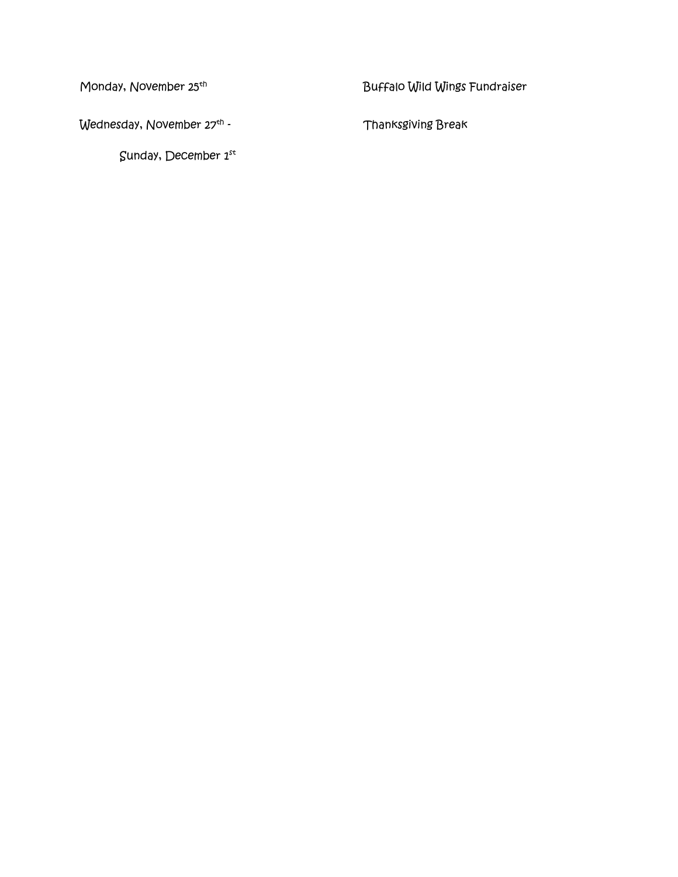| | |
|---|---|
| Monday, November 25th | Buffalo Wild Wings Fundraiser |
| Wednesday, November 27th - Sunday, December 1st | Thanksgiving Break |